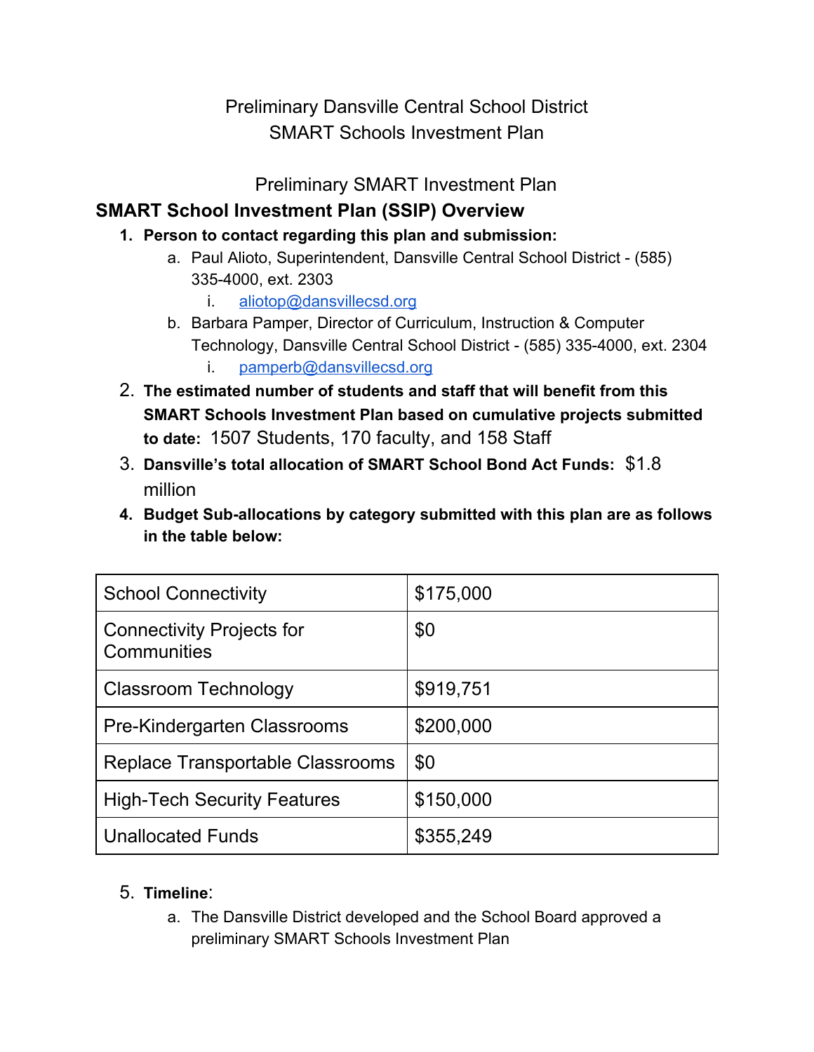Preliminary Dansville Central School District
SMART Schools Investment Plan

Preliminary SMART Investment Plan

## SMART School Investment Plan (SSIP) Overview

1. **Person to contact regarding this plan and submission:**
   a. Paul Alioto, Superintendent, Dansville Central School District - (585) 335-4000, ext. 2303
      i. aliotop@dansvillecsd.org
   b. Barbara Pamper, Director of Curriculum, Instruction & Computer Technology, Dansville Central School District - (585) 335-4000, ext. 2304
      i. pamperb@dansvillecsd.org
2. **The estimated number of students and staff that will benefit from this SMART Schools Investment Plan based on cumulative projects submitted to date:** 1507 Students, 170 faculty, and 158 Staff
3. **Dansville's total allocation of SMART School Bond Act Funds:** $1.8 million
4. **Budget Sub-allocations by category submitted with this plan are as follows in the table below:**

| Category | Amount |
|---|---|
| School Connectivity | $175,000 |
| Connectivity Projects for Communities | $0 |
| Classroom Technology | $919,751 |
| Pre-Kindergarten Classrooms | $200,000 |
| Replace Transportable Classrooms | $0 |
| High-Tech Security Features | $150,000 |
| Unallocated Funds | $355,249 |

5. **Timeline**:
   a. The Dansville District developed and the School Board approved a preliminary SMART Schools Investment Plan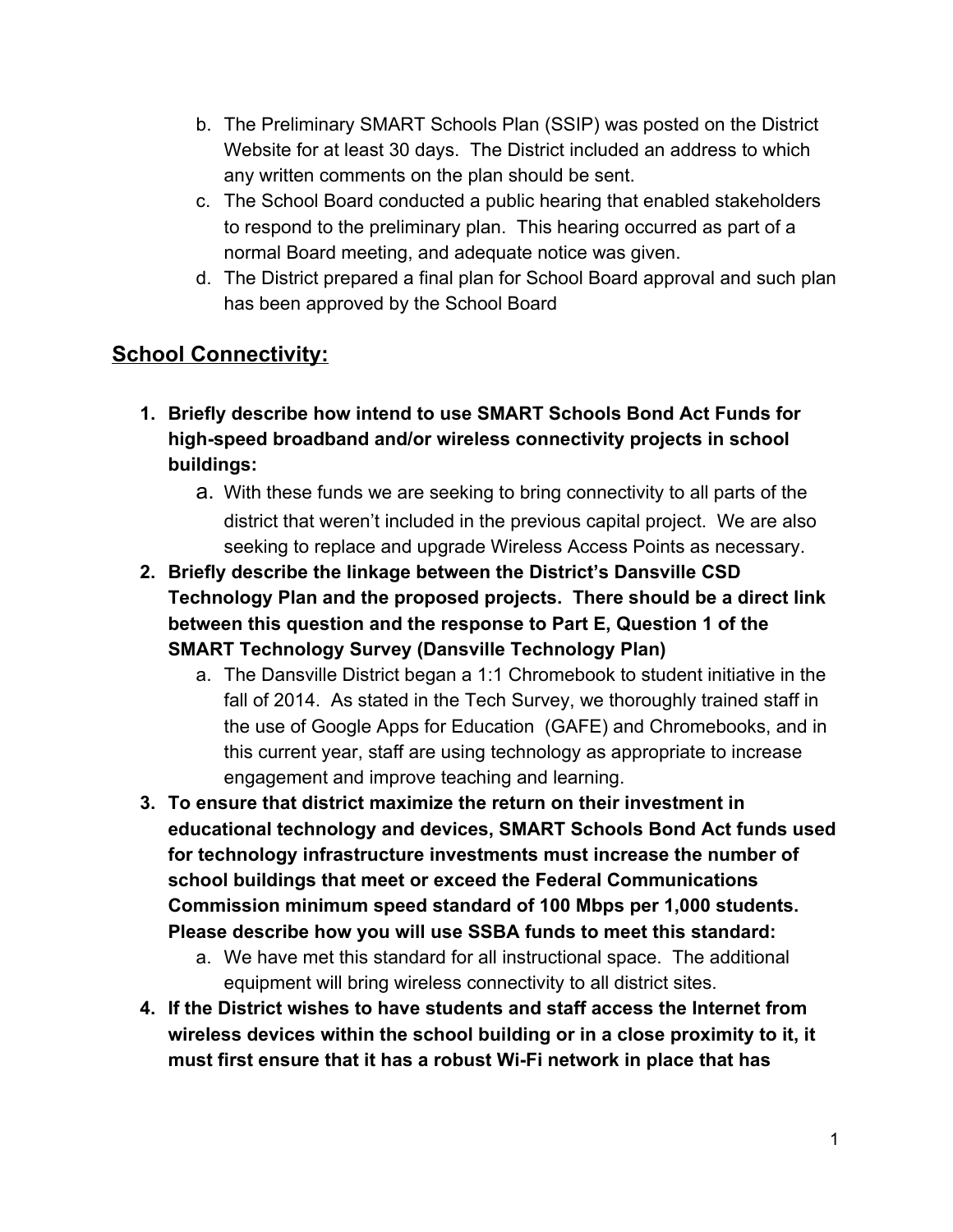b. The Preliminary SMART Schools Plan (SSIP) was posted on the District Website for at least 30 days. The District included an address to which any written comments on the plan should be sent.
c. The School Board conducted a public hearing that enabled stakeholders to respond to the preliminary plan. This hearing occurred as part of a normal Board meeting, and adequate notice was given.
d. The District prepared a final plan for School Board approval and such plan has been approved by the School Board

## School Connectivity:

1. **Briefly describe how intend to use SMART Schools Bond Act Funds for high-speed broadband and/or wireless connectivity projects in school buildings:**
   a. With these funds we are seeking to bring connectivity to all parts of the district that weren't included in the previous capital project. We are also seeking to replace and upgrade Wireless Access Points as necessary.
2. **Briefly describe the linkage between the District's Dansville CSD Technology Plan and the proposed projects. There should be a direct link between this question and the response to Part E, Question 1 of the SMART Technology Survey (Dansville Technology Plan)**
   a. The Dansville District began a 1:1 Chromebook to student initiative in the fall of 2014. As stated in the Tech Survey, we thoroughly trained staff in the use of Google Apps for Education (GAFE) and Chromebooks, and in this current year, staff are using technology as appropriate to increase engagement and improve teaching and learning.
3. **To ensure that district maximize the return on their investment in educational technology and devices, SMART Schools Bond Act funds used for technology infrastructure investments must increase the number of school buildings that meet or exceed the Federal Communications Commission minimum speed standard of 100 Mbps per 1,000 students. Please describe how you will use SSBA funds to meet this standard:**
   a. We have met this standard for all instructional space. The additional equipment will bring wireless connectivity to all district sites.
4. **If the District wishes to have students and staff access the Internet from wireless devices within the school building or in a close proximity to it, it must first ensure that it has a robust Wi-Fi network in place that has**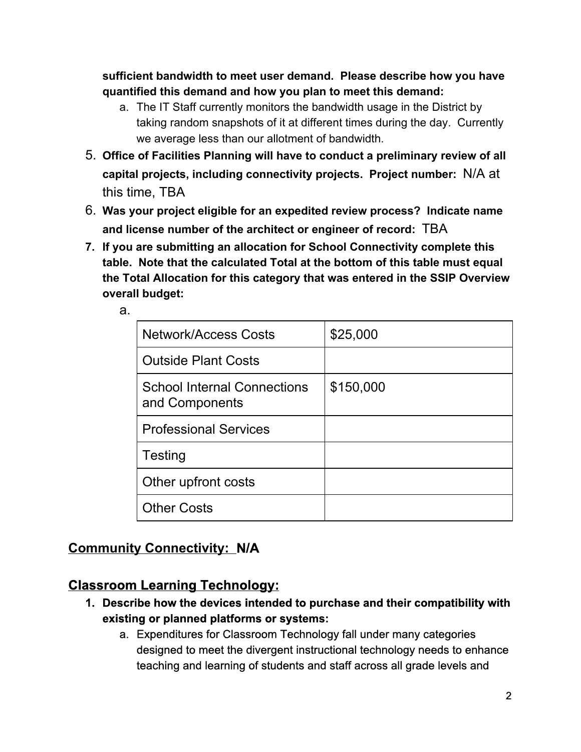**sufficient bandwidth to meet user demand. Please describe how you have quantified this demand and how you plan to meet this demand:**

a. The IT Staff currently monitors the bandwidth usage in the District by taking random snapshots of it at different times during the day. Currently we average less than our allotment of bandwidth.

5. **Office of Facilities Planning will have to conduct a preliminary review of all capital projects, including connectivity projects. Project number:** N/A at this time, TBA
6. **Was your project eligible for an expedited review process? Indicate name and license number of the architect or engineer of record:** TBA
7. **If you are submitting an allocation for School Connectivity complete this table. Note that the calculated Total at the bottom of this table must equal the Total Allocation for this category that was entered in the SSIP Overview overall budget:**

a.

| | |
|---|---|
| Network/Access Costs | $25,000 |
| Outside Plant Costs | |
| School Internal Connections and Components | $150,000 |
| Professional Services | |
| Testing | |
| Other upfront costs | |
| Other Costs | |

## Community Connectivity: N/A

## Classroom Learning Technology:

1. **Describe how the devices intended to purchase and their compatibility with existing or planned platforms or systems:**
   a. Expenditures for Classroom Technology fall under many categories designed to meet the divergent instructional technology needs to enhance teaching and learning of students and staff across all grade levels and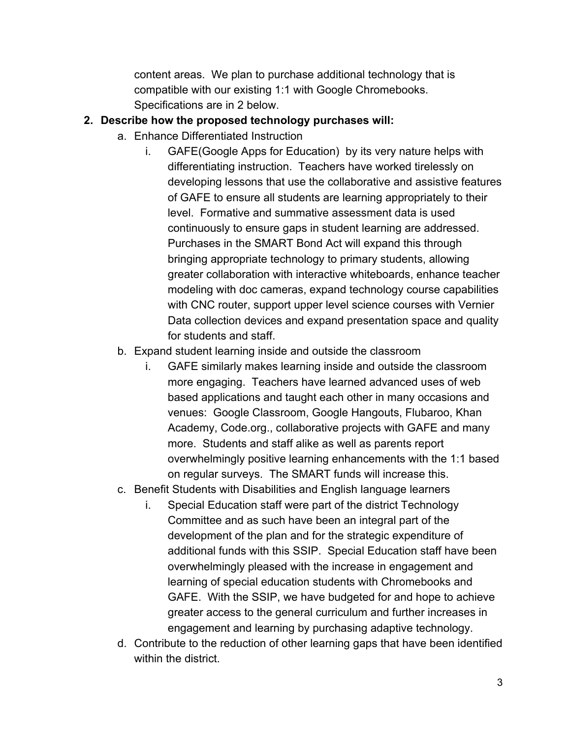content areas. We plan to purchase additional technology that is compatible with our existing 1:1 with Google Chromebooks. Specifications are in 2 below.

2. **Describe how the proposed technology purchases will:**
   a. Enhance Differentiated Instruction
      i. GAFE(Google Apps for Education) by its very nature helps with differentiating instruction. Teachers have worked tirelessly on developing lessons that use the collaborative and assistive features of GAFE to ensure all students are learning appropriately to their level. Formative and summative assessment data is used continuously to ensure gaps in student learning are addressed. Purchases in the SMART Bond Act will expand this through bringing appropriate technology to primary students, allowing greater collaboration with interactive whiteboards, enhance teacher modeling with doc cameras, expand technology course capabilities with CNC router, support upper level science courses with Vernier Data collection devices and expand presentation space and quality for students and staff.

   b. Expand student learning inside and outside the classroom
      i. GAFE similarly makes learning inside and outside the classroom more engaging. Teachers have learned advanced uses of web based applications and taught each other in many occasions and venues: Google Classroom, Google Hangouts, Flubaroo, Khan Academy, Code.org., collaborative projects with GAFE and many more. Students and staff alike as well as parents report overwhelmingly positive learning enhancements with the 1:1 based on regular surveys. The SMART funds will increase this.

   c. Benefit Students with Disabilities and English language learners
      i. Special Education staff were part of the district Technology Committee and as such have been an integral part of the development of the plan and for the strategic expenditure of additional funds with this SSIP. Special Education staff have been overwhelmingly pleased with the increase in engagement and learning of special education students with Chromebooks and GAFE. With the SSIP, we have budgeted for and hope to achieve greater access to the general curriculum and further increases in engagement and learning by purchasing adaptive technology.

   d. Contribute to the reduction of other learning gaps that have been identified within the district.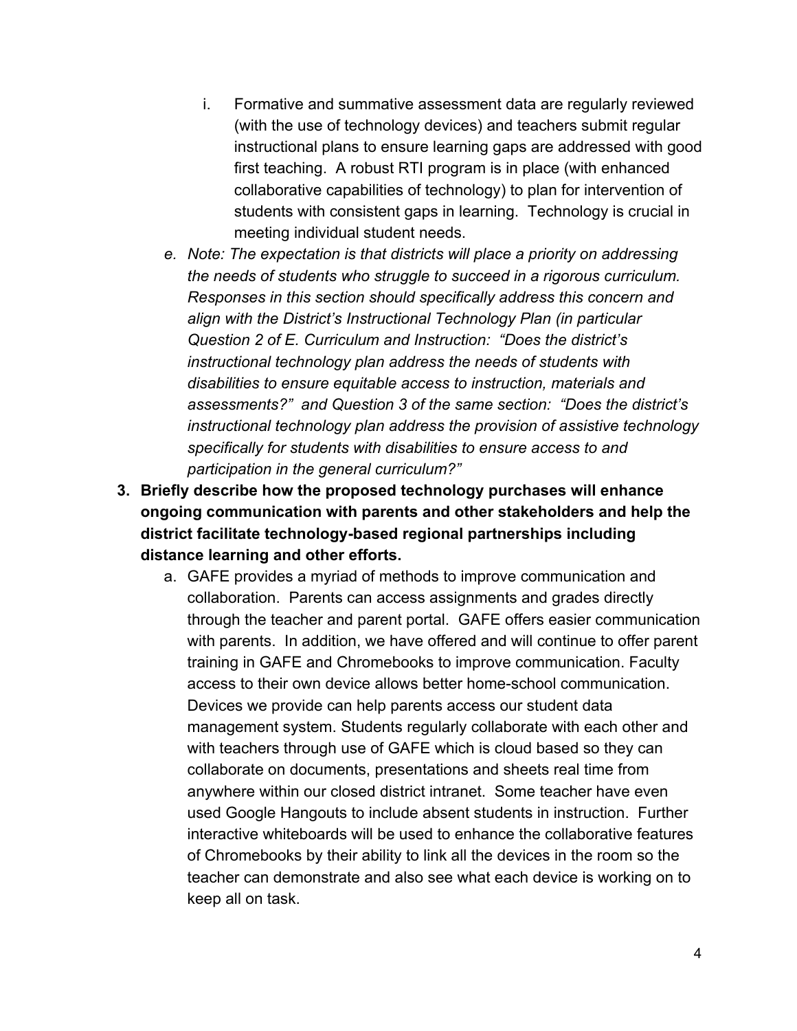i. Formative and summative assessment data are regularly reviewed (with the use of technology devices) and teachers submit regular instructional plans to ensure learning gaps are addressed with good first teaching. A robust RTI program is in place (with enhanced collaborative capabilities of technology) to plan for intervention of students with consistent gaps in learning. Technology is crucial in meeting individual student needs.

e. *Note: The expectation is that districts will place a priority on addressing the needs of students who struggle to succeed in a rigorous curriculum. Responses in this section should specifically address this concern and align with the District's Instructional Technology Plan (in particular Question 2 of E. Curriculum and Instruction: "Does the district's instructional technology plan address the needs of students with disabilities to ensure equitable access to instruction, materials and assessments?" and Question 3 of the same section: "Does the district's instructional technology plan address the provision of assistive technology specifically for students with disabilities to ensure access to and participation in the general curriculum?"*

3. **Briefly describe how the proposed technology purchases will enhance ongoing communication with parents and other stakeholders and help the district facilitate technology-based regional partnerships including distance learning and other efforts.**
   a. GAFE provides a myriad of methods to improve communication and collaboration. Parents can access assignments and grades directly through the teacher and parent portal. GAFE offers easier communication with parents. In addition, we have offered and will continue to offer parent training in GAFE and Chromebooks to improve communication. Faculty access to their own device allows better home-school communication. Devices we provide can help parents access our student data management system. Students regularly collaborate with each other and with teachers through use of GAFE which is cloud based so they can collaborate on documents, presentations and sheets real time from anywhere within our closed district intranet. Some teacher have even used Google Hangouts to include absent students in instruction. Further interactive whiteboards will be used to enhance the collaborative features of Chromebooks by their ability to link all the devices in the room so the teacher can demonstrate and also see what each device is working on to keep all on task.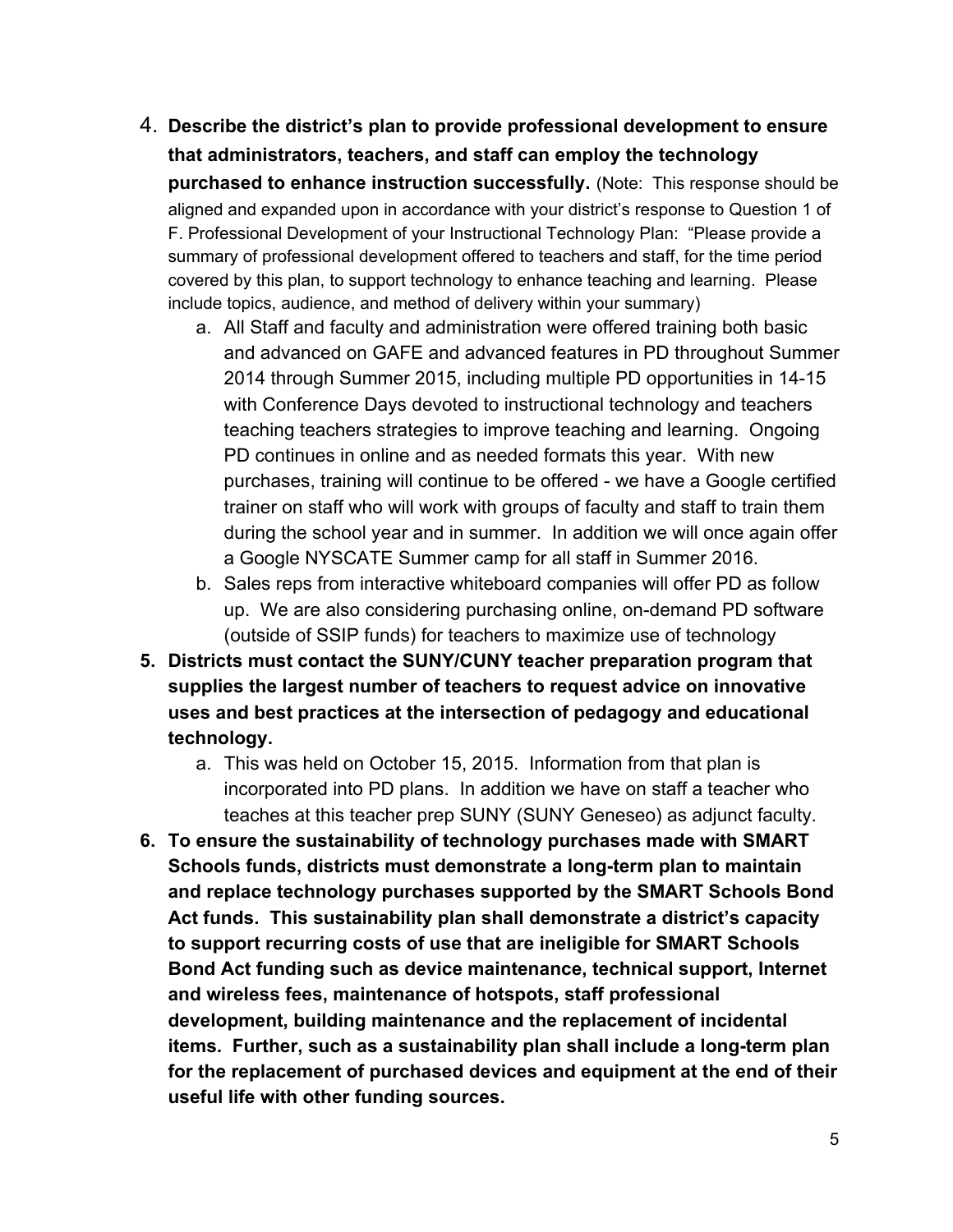4. **Describe the district's plan to provide professional development to ensure that administrators, teachers, and staff can employ the technology purchased to enhance instruction successfully.** (Note: This response should be aligned and expanded upon in accordance with your district's response to Question 1 of F. Professional Development of your Instructional Technology Plan: "Please provide a summary of professional development offered to teachers and staff, for the time period covered by this plan, to support technology to enhance teaching and learning. Please include topics, audience, and method of delivery within your summary)
    a. All Staff and faculty and administration were offered training both basic and advanced on GAFE and advanced features in PD throughout Summer 2014 through Summer 2015, including multiple PD opportunities in 14-15 with Conference Days devoted to instructional technology and teachers teaching teachers strategies to improve teaching and learning. Ongoing PD continues in online and as needed formats this year. With new purchases, training will continue to be offered - we have a Google certified trainer on staff who will work with groups of faculty and staff to train them during the school year and in summer. In addition we will once again offer a Google NYSCATE Summer camp for all staff in Summer 2016.
    b. Sales reps from interactive whiteboard companies will offer PD as follow up. We are also considering purchasing online, on-demand PD software (outside of SSIP funds) for teachers to maximize use of technology
5. **Districts must contact the SUNY/CUNY teacher preparation program that supplies the largest number of teachers to request advice on innovative uses and best practices at the intersection of pedagogy and educational technology.**
    a. This was held on October 15, 2015. Information from that plan is incorporated into PD plans. In addition we have on staff a teacher who teaches at this teacher prep SUNY (SUNY Geneseo) as adjunct faculty.
6. **To ensure the sustainability of technology purchases made with SMART Schools funds, districts must demonstrate a long-term plan to maintain and replace technology purchases supported by the SMART Schools Bond Act funds. This sustainability plan shall demonstrate a district's capacity to support recurring costs of use that are ineligible for SMART Schools Bond Act funding such as device maintenance, technical support, Internet and wireless fees, maintenance of hotspots, staff professional development, building maintenance and the replacement of incidental items. Further, such as a sustainability plan shall include a long-term plan for the replacement of purchased devices and equipment at the end of their useful life with other funding sources.**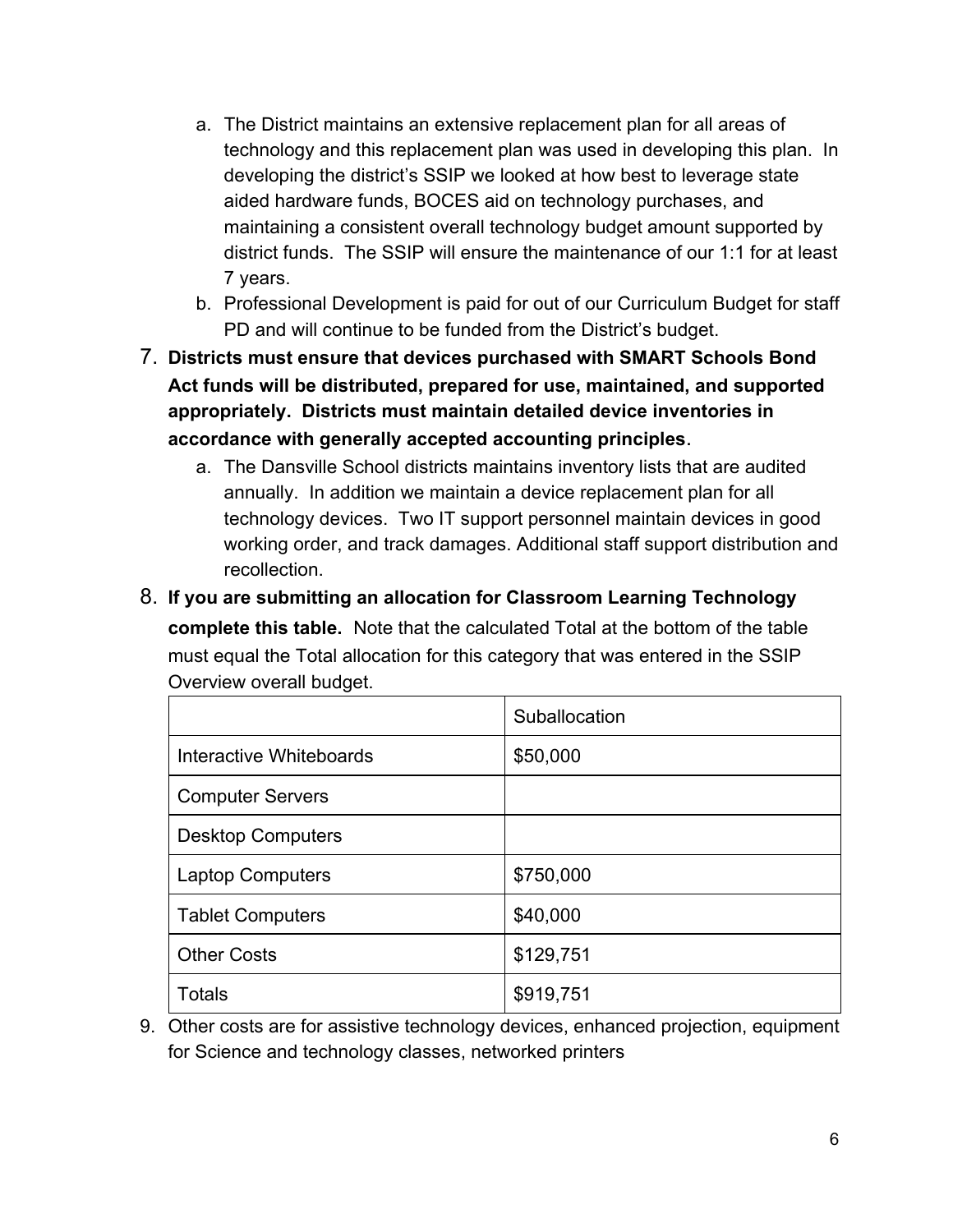a. The District maintains an extensive replacement plan for all areas of technology and this replacement plan was used in developing this plan. In developing the district's SSIP we looked at how best to leverage state aided hardware funds, BOCES aid on technology purchases, and maintaining a consistent overall technology budget amount supported by district funds. The SSIP will ensure the maintenance of our 1:1 for at least 7 years.

b. Professional Development is paid for out of our Curriculum Budget for staff PD and will continue to be funded from the District's budget.

7. **Districts must ensure that devices purchased with SMART Schools Bond Act funds will be distributed, prepared for use, maintained, and supported appropriately. Districts must maintain detailed device inventories in accordance with generally accepted accounting principles.**

    a. The Dansville School districts maintains inventory lists that are audited annually. In addition we maintain a device replacement plan for all technology devices. Two IT support personnel maintain devices in good working order, and track damages. Additional staff support distribution and recollection.

8. **If you are submitting an allocation for Classroom Learning Technology complete this table.** Note that the calculated Total at the bottom of the table must equal the Total allocation for this category that was entered in the SSIP Overview overall budget.

| | Suballocation |
|---|---|
| Interactive Whiteboards | $50,000 |
| Computer Servers | |
| Desktop Computers | |
| Laptop Computers | $750,000 |
| Tablet Computers | $40,000 |
| Other Costs | $129,751 |
| Totals | $919,751 |

9. Other costs are for assistive technology devices, enhanced projection, equipment for Science and technology classes, networked printers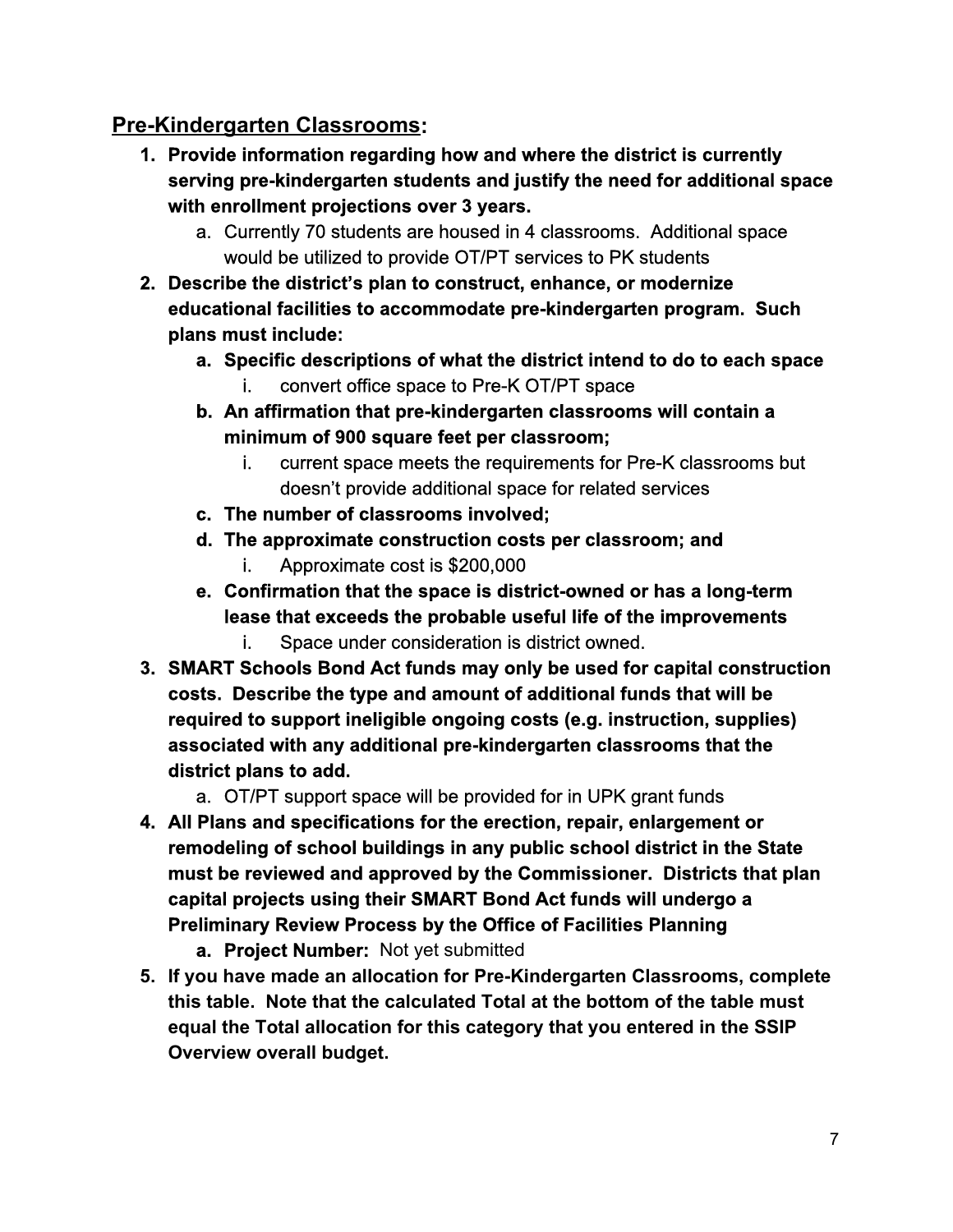## Pre-Kindergarten Classrooms:

1. **Provide information regarding how and where the district is currently serving pre-kindergarten students and justify the need for additional space with enrollment projections over 3 years.**
   a. Currently 70 students are housed in 4 classrooms. Additional space would be utilized to provide OT/PT services to PK students
2. **Describe the district's plan to construct, enhance, or modernize educational facilities to accommodate pre-kindergarten program. Such plans must include:**
   a. **Specific descriptions of what the district intend to do to each space**
      i. convert office space to Pre-K OT/PT space
   b. **An affirmation that pre-kindergarten classrooms will contain a minimum of 900 square feet per classroom;**
      i. current space meets the requirements for Pre-K classrooms but doesn't provide additional space for related services
   c. **The number of classrooms involved;**
   d. **The approximate construction costs per classroom; and**
      i. Approximate cost is $200,000
   e. **Confirmation that the space is district-owned or has a long-term lease that exceeds the probable useful life of the improvements**
      i. Space under consideration is district owned.
3. **SMART Schools Bond Act funds may only be used for capital construction costs. Describe the type and amount of additional funds that will be required to support ineligible ongoing costs (e.g. instruction, supplies) associated with any additional pre-kindergarten classrooms that the district plans to add.**
   a. OT/PT support space will be provided for in UPK grant funds
4. **All Plans and specifications for the erection, repair, enlargement or remodeling of school buildings in any public school district in the State must be reviewed and approved by the Commissioner. Districts that plan capital projects using their SMART Bond Act funds will undergo a Preliminary Review Process by the Office of Facilities Planning**
   a. **Project Number:** Not yet submitted
5. **If you have made an allocation for Pre-Kindergarten Classrooms, complete this table. Note that the calculated Total at the bottom of the table must equal the Total allocation for this category that you entered in the SSIP Overview overall budget.**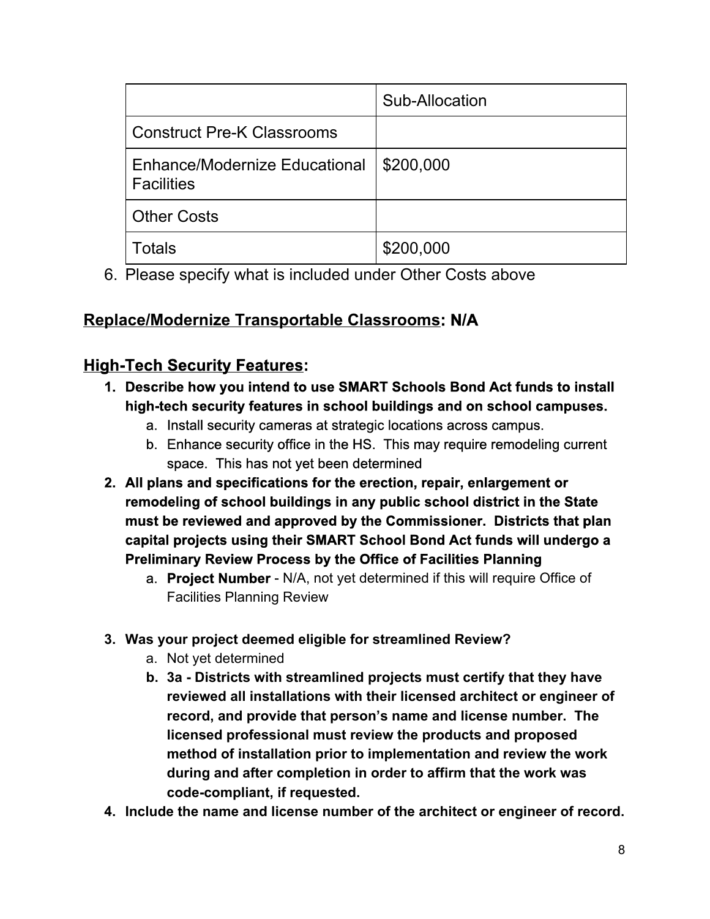| | Sub-Allocation |
|---|---|
| Construct Pre-K Classrooms | |
| Enhance/Modernize Educational Facilities | $200,000 |
| Other Costs | |
| Totals | $200,000 |

6. Please specify what is included under Other Costs above

## Replace/Modernize Transportable Classrooms: N/A

## High-Tech Security Features:

1. **Describe how you intend to use SMART Schools Bond Act funds to install high-tech security features in school buildings and on school campuses.**
   a. Install security cameras at strategic locations across campus.
   b. Enhance security office in the HS. This may require remodeling current space. This has not yet been determined
2. **All plans and specifications for the erection, repair, enlargement or remodeling of school buildings in any public school district in the State must be reviewed and approved by the Commissioner. Districts that plan capital projects using their SMART School Bond Act funds will undergo a Preliminary Review Process by the Office of Facilities Planning**
   a. **Project Number** - N/A, not yet determined if this will require Office of Facilities Planning Review

3. **Was your project deemed eligible for streamlined Review?**
   a. Not yet determined
   b. **3a - Districts with streamlined projects must certify that they have reviewed all installations with their licensed architect or engineer of record, and provide that person's name and license number. The licensed professional must review the products and proposed method of installation prior to implementation and review the work during and after completion in order to affirm that the work was code-compliant, if requested.**
4. **Include the name and license number of the architect or engineer of record.**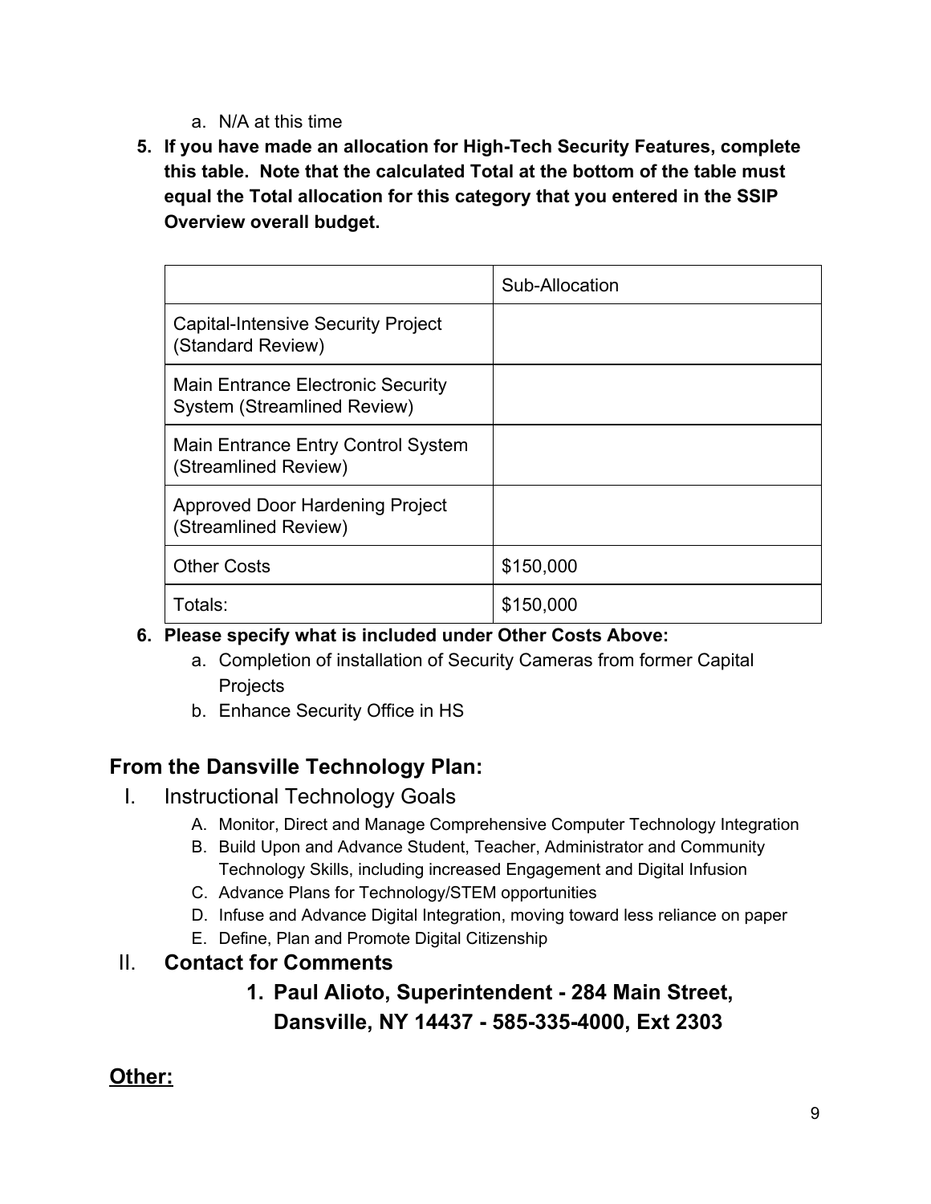a. N/A at this time

5. **If you have made an allocation for High-Tech Security Features, complete this table. Note that the calculated Total at the bottom of the table must equal the Total allocation for this category that you entered in the SSIP Overview overall budget.**

| | Sub-Allocation |
|---|---|
| Capital-Intensive Security Project (Standard Review) | |
| Main Entrance Electronic Security System (Streamlined Review) | |
| Main Entrance Entry Control System (Streamlined Review) | |
| Approved Door Hardening Project (Streamlined Review) | |
| Other Costs | $150,000 |
| Totals: | $150,000 |

6. **Please specify what is included under Other Costs Above:**
   a. Completion of installation of Security Cameras from former Capital Projects
   b. Enhance Security Office in HS

## From the Dansville Technology Plan:

I. Instructional Technology Goals
   A. Monitor, Direct and Manage Comprehensive Computer Technology Integration
   B. Build Upon and Advance Student, Teacher, Administrator and Community Technology Skills, including increased Engagement and Digital Infusion
   C. Advance Plans for Technology/STEM opportunities
   D. Infuse and Advance Digital Integration, moving toward less reliance on paper
   E. Define, Plan and Promote Digital Citizenship

II. **Contact for Comments**

   1. **Paul Alioto, Superintendent - 284 Main Street, Dansville, NY 14437 - 585-335-4000, Ext 2303**

## <u>Other:</u>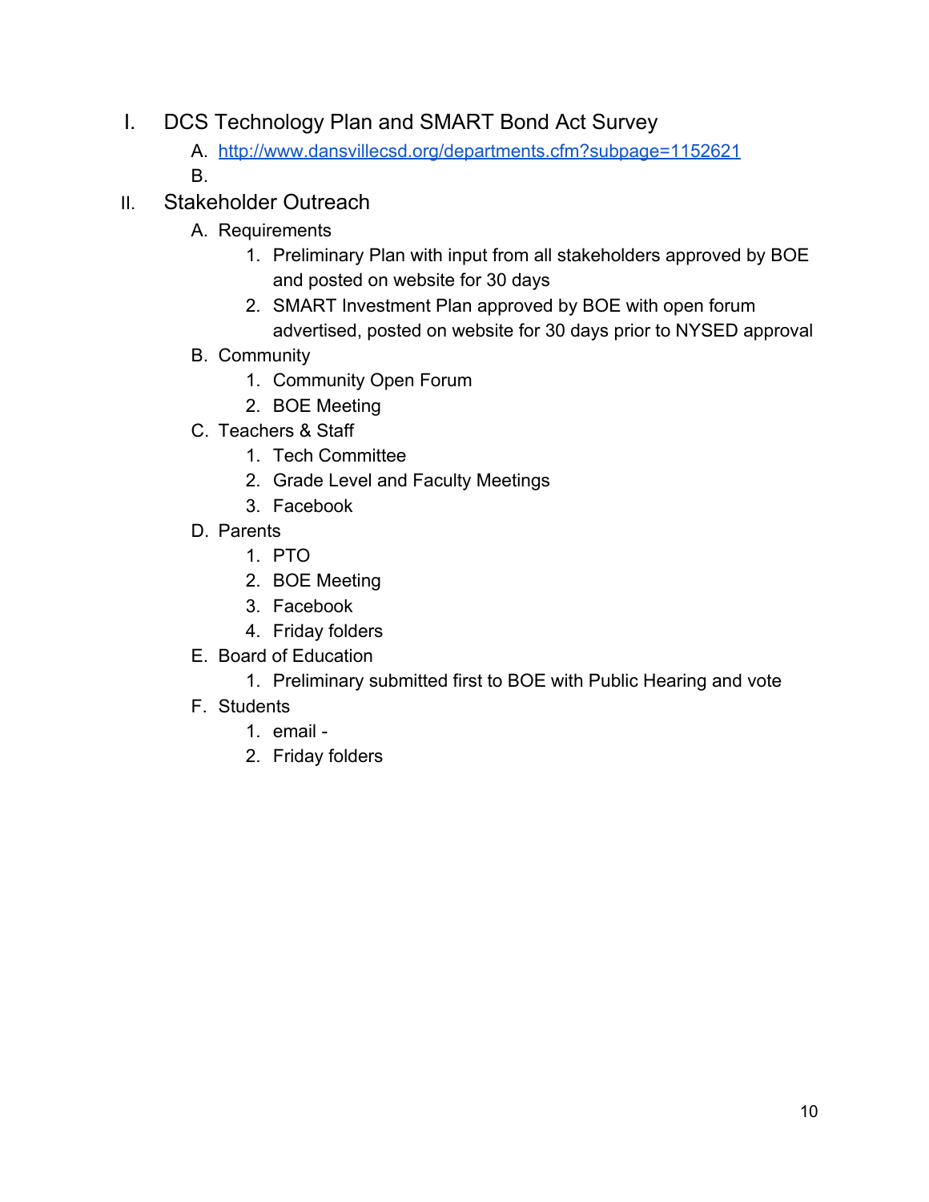I. DCS Technology Plan and SMART Bond Act Survey
   A. [http://www.dansvillecsd.org/departments.cfm?subpage=1152621](http://www.dansvillecsd.org/departments.cfm?subpage=1152621)
   B.

II. Stakeholder Outreach
   A. Requirements
      1. Preliminary Plan with input from all stakeholders approved by BOE and posted on website for 30 days
      2. SMART Investment Plan approved by BOE with open forum advertised, posted on website for 30 days prior to NYSED approval
   B. Community
      1. Community Open Forum
      2. BOE Meeting
   C. Teachers & Staff
      1. Tech Committee
      2. Grade Level and Faculty Meetings
      3. Facebook
   D. Parents
      1. PTO
      2. BOE Meeting
      3. Facebook
      4. Friday folders
   E. Board of Education
      1. Preliminary submitted first to BOE with Public Hearing and vote
   F. Students
      1. email -
      2. Friday folders